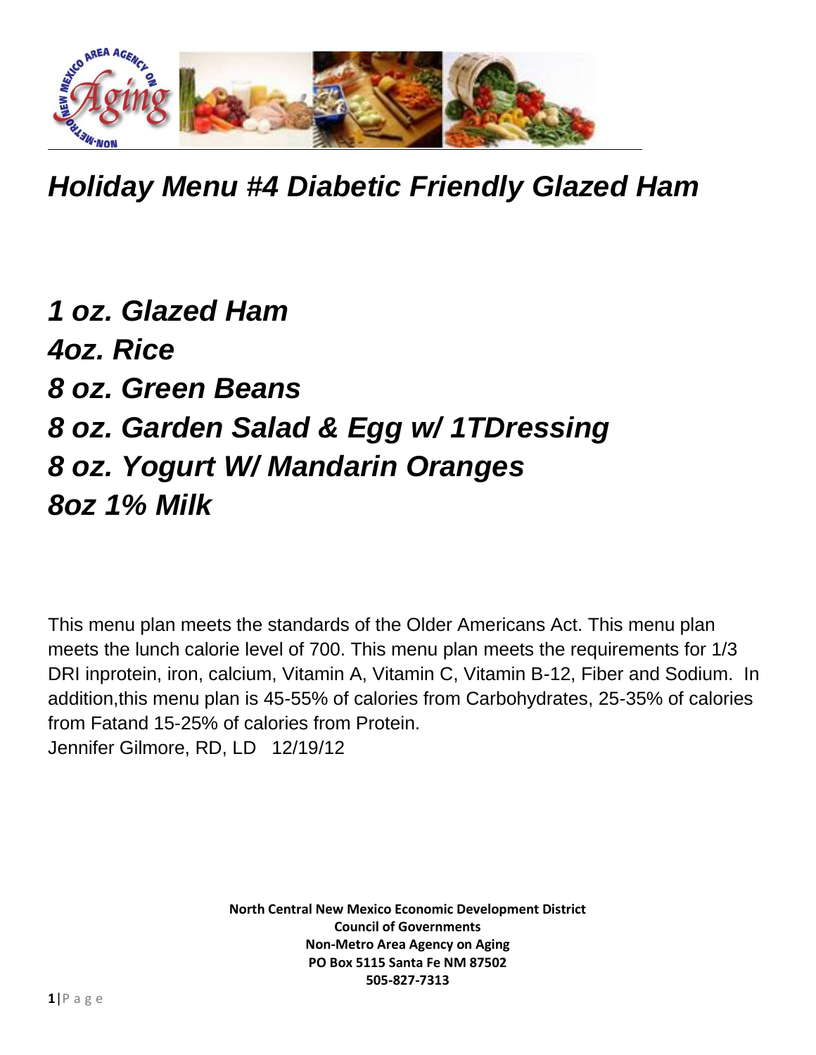# *Holiday Menu #4 Diabetic Friendly Glazed Ham*

***1 oz. Glazed Ham***
***4oz. Rice***
***8 oz. Green Beans***
***8 oz. Garden Salad & Egg w/ 1TDressing***
***8 oz. Yogurt W/ Mandarin Oranges***
***8oz 1% Milk***

This menu plan meets the standards of the Older Americans Act. This menu plan meets the lunch calorie level of 700. This menu plan meets the requirements for 1/3 DRI inprotein, iron, calcium, Vitamin A, Vitamin C, Vitamin B-12, Fiber and Sodium. In addition,this menu plan is 45-55% of calories from Carbohydrates, 25-35% of calories from Fatand 15-25% of calories from Protein.
Jennifer Gilmore, RD, LD 12/19/12

**North Central New Mexico Economic Development District**
**Council of Governments**
**Non-Metro Area Agency on Aging**
**PO Box 5115 Santa Fe NM 87502**
**505-827-7313**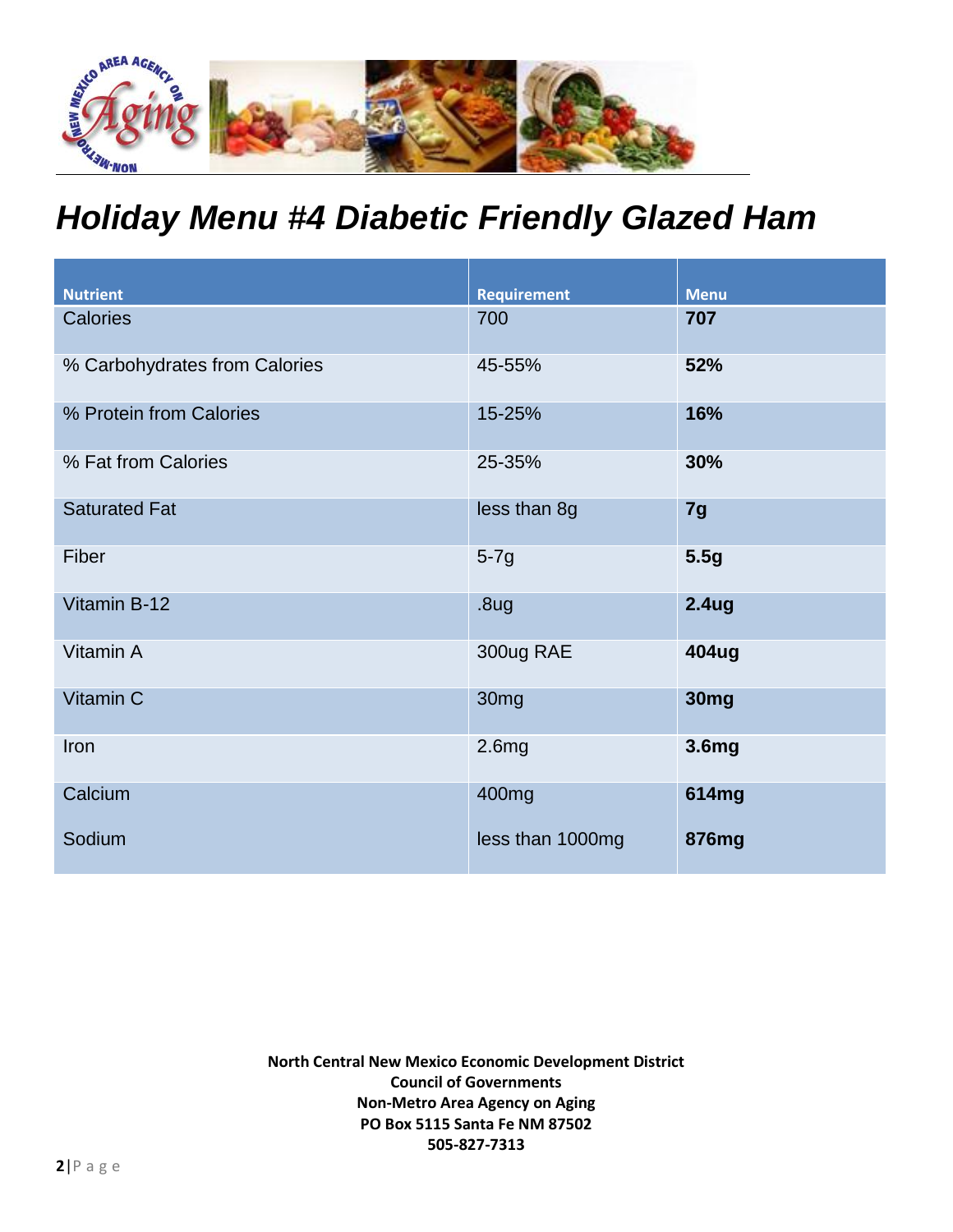# *Holiday Menu #4 Diabetic Friendly Glazed Ham*

| Nutrient | Requirement | Menu |
|---|---|---|
| Calories | 700 | **707** |
| % Carbohydrates from Calories | 45-55% | **52%** |
| % Protein from Calories | 15-25% | **16%** |
| % Fat from Calories | 25-35% | **30%** |
| Saturated Fat | less than 8g | **7g** |
| Fiber | 5-7g | **5.5g** |
| Vitamin B-12 | .8ug | **2.4ug** |
| Vitamin A | 300ug RAE | **404ug** |
| Vitamin C | 30mg | **30mg** |
| Iron | 2.6mg | **3.6mg** |
| Calcium | 400mg | **614mg** |
| Sodium | less than 1000mg | **876mg** |

**North Central New Mexico Economic Development District**
**Council of Governments**
**Non-Metro Area Agency on Aging**
**PO Box 5115 Santa Fe NM 87502**
**505-827-7313**